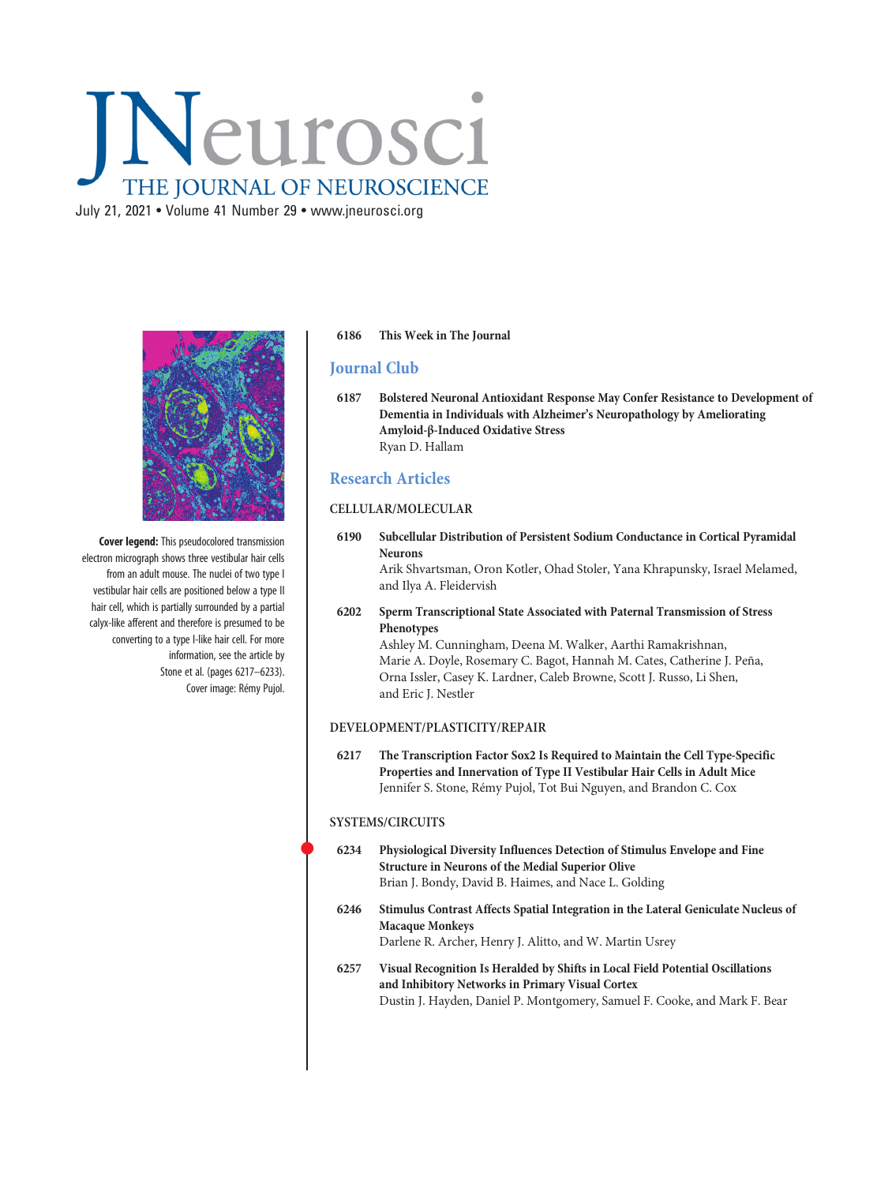# JNeurosci

THE JOURNAL OF NEUROSCIENCE

July 21, 2021 • Volume 41 Number 29 • www.jneurosci.org

**Cover legend:** This pseudocolored transmission electron micrograph shows three vestibular hair cells from an adult mouse. The nuclei of two type I vestibular hair cells are positioned below a type II hair cell, which is partially surrounded by a partial calyx-like afferent and therefore is presumed to be converting to a type I-like hair cell. For more information, see the article by Stone et al. (pages 6217–6233). Cover image: Rémy Pujol.

**6186 This Week in The Journal**

## Journal Club

**6187 Bolstered Neuronal Antioxidant Response May Confer Resistance to Development of Dementia in Individuals with Alzheimer's Neuropathology by Ameliorating Amyloid-β-Induced Oxidative Stress**
Ryan D. Hallam

## Research Articles

### CELLULAR/MOLECULAR

**6190 Subcellular Distribution of Persistent Sodium Conductance in Cortical Pyramidal Neurons**
Arik Shvartsman, Oron Kotler, Ohad Stoler, Yana Khrapunsky, Israel Melamed, and Ilya A. Fleidervish

**6202 Sperm Transcriptional State Associated with Paternal Transmission of Stress Phenotypes**
Ashley M. Cunningham, Deena M. Walker, Aarthi Ramakrishnan, Marie A. Doyle, Rosemary C. Bagot, Hannah M. Cates, Catherine J. Peña, Orna Issler, Casey K. Lardner, Caleb Browne, Scott J. Russo, Li Shen, and Eric J. Nestler

### DEVELOPMENT/PLASTICITY/REPAIR

**6217 The Transcription Factor Sox2 Is Required to Maintain the Cell Type-Specific Properties and Innervation of Type II Vestibular Hair Cells in Adult Mice**
Jennifer S. Stone, Rémy Pujol, Tot Bui Nguyen, and Brandon C. Cox

### SYSTEMS/CIRCUITS

**6234 Physiological Diversity Influences Detection of Stimulus Envelope and Fine Structure in Neurons of the Medial Superior Olive**
Brian J. Bondy, David B. Haimes, and Nace L. Golding

**6246 Stimulus Contrast Affects Spatial Integration in the Lateral Geniculate Nucleus of Macaque Monkeys**
Darlene R. Archer, Henry J. Alitto, and W. Martin Usrey

**6257 Visual Recognition Is Heralded by Shifts in Local Field Potential Oscillations and Inhibitory Networks in Primary Visual Cortex**
Dustin J. Hayden, Daniel P. Montgomery, Samuel F. Cooke, and Mark F. Bear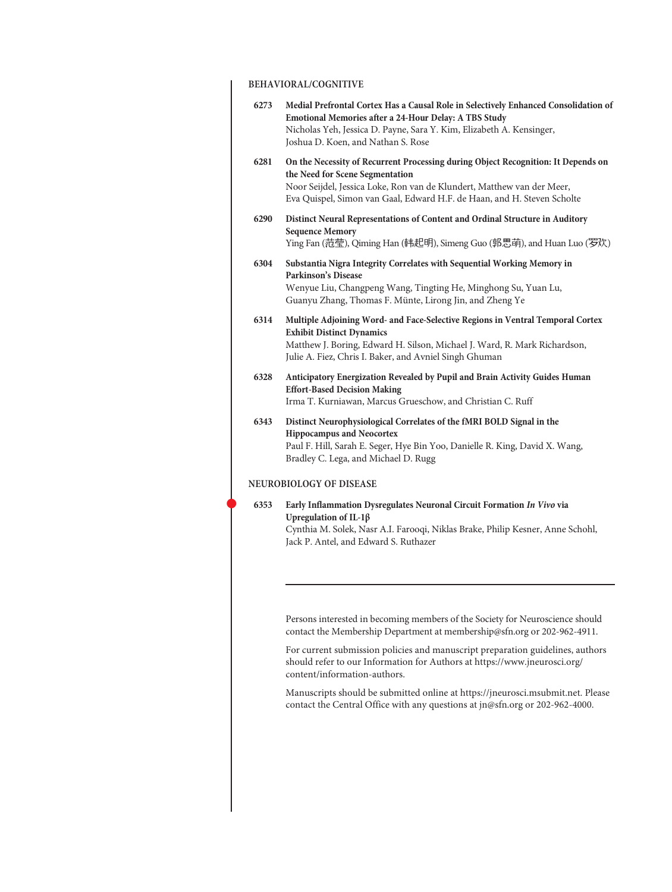## BEHAVIORAL/COGNITIVE

**6273 Medial Prefrontal Cortex Has a Causal Role in Selectively Enhanced Consolidation of Emotional Memories after a 24-Hour Delay: A TBS Study**
Nicholas Yeh, Jessica D. Payne, Sara Y. Kim, Elizabeth A. Kensinger, Joshua D. Koen, and Nathan S. Rose

**6281 On the Necessity of Recurrent Processing during Object Recognition: It Depends on the Need for Scene Segmentation**
Noor Seijdel, Jessica Loke, Ron van de Klundert, Matthew van der Meer, Eva Quispel, Simon van Gaal, Edward H.F. de Haan, and H. Steven Scholte

**6290 Distinct Neural Representations of Content and Ordinal Structure in Auditory Sequence Memory**
Ying Fan (范莹), Qiming Han (韩起明), Simeng Guo (郭思萌), and Huan Luo (罗欢)

**6304 Substantia Nigra Integrity Correlates with Sequential Working Memory in Parkinson's Disease**
Wenyue Liu, Changpeng Wang, Tingting He, Minghong Su, Yuan Lu, Guanyu Zhang, Thomas F. Münte, Lirong Jin, and Zheng Ye

**6314 Multiple Adjoining Word- and Face-Selective Regions in Ventral Temporal Cortex Exhibit Distinct Dynamics**
Matthew J. Boring, Edward H. Silson, Michael J. Ward, R. Mark Richardson, Julie A. Fiez, Chris I. Baker, and Avniel Singh Ghuman

**6328 Anticipatory Energization Revealed by Pupil and Brain Activity Guides Human Effort-Based Decision Making**
Irma T. Kurniawan, Marcus Grueschow, and Christian C. Ruff

**6343 Distinct Neurophysiological Correlates of the fMRI BOLD Signal in the Hippocampus and Neocortex**
Paul F. Hill, Sarah E. Seger, Hye Bin Yoo, Danielle R. King, David X. Wang, Bradley C. Lega, and Michael D. Rugg

## NEUROBIOLOGY OF DISEASE

**6353 Early Inflammation Dysregulates Neuronal Circuit Formation *In Vivo* via Upregulation of IL-1β**
Cynthia M. Solek, Nasr A.I. Farooqi, Niklas Brake, Philip Kesner, Anne Schohl, Jack P. Antel, and Edward S. Ruthazer

---

Persons interested in becoming members of the Society for Neuroscience should contact the Membership Department at membership@sfn.org or 202-962-4911.

For current submission policies and manuscript preparation guidelines, authors should refer to our Information for Authors at https://www.jneurosci.org/content/information-authors.

Manuscripts should be submitted online at https://jneurosci.msubmit.net. Please contact the Central Office with any questions at jn@sfn.org or 202-962-4000.